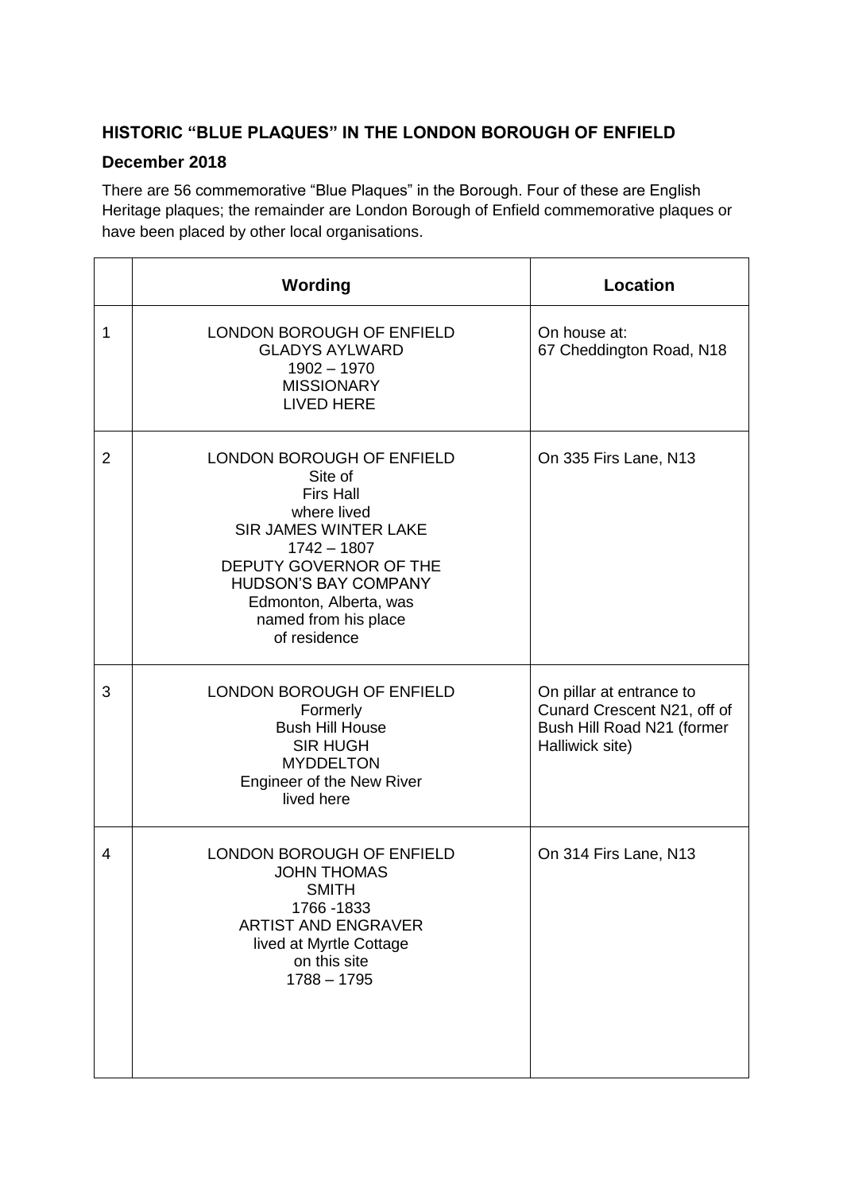## HISTORIC "BLUE PLAQUES" IN THE LONDON BOROUGH OF ENFIELD

### December 2018

There are 56 commemorative "Blue Plaques" in the Borough. Four of these are English Heritage plaques; the remainder are London Borough of Enfield commemorative plaques or have been placed by other local organisations.

| | Wording | Location |
|---|---|---|
| 1 | LONDON BOROUGH OF ENFIELD<br>GLADYS AYLWARD<br>1902 – 1970<br>MISSIONARY<br>LIVED HERE | On house at:<br>67 Cheddington Road, N18 |
| 2 | LONDON BOROUGH OF ENFIELD<br>Site of<br>Firs Hall<br>where lived<br>SIR JAMES WINTER LAKE<br>1742 – 1807<br>DEPUTY GOVERNOR OF THE<br>HUDSON'S BAY COMPANY<br>Edmonton, Alberta, was<br>named from his place<br>of residence | On 335 Firs Lane, N13 |
| 3 | LONDON BOROUGH OF ENFIELD<br>Formerly<br>Bush Hill House<br>SIR HUGH<br>MYDDELTON<br>Engineer of the New River<br>lived here | On pillar at entrance to Cunard Crescent N21, off of Bush Hill Road N21 (former Halliwick site) |
| 4 | LONDON BOROUGH OF ENFIELD<br>JOHN THOMAS<br>SMITH<br>1766 -1833<br>ARTIST AND ENGRAVER<br>lived at Myrtle Cottage<br>on this site<br>1788 – 1795 | On 314 Firs Lane, N13 |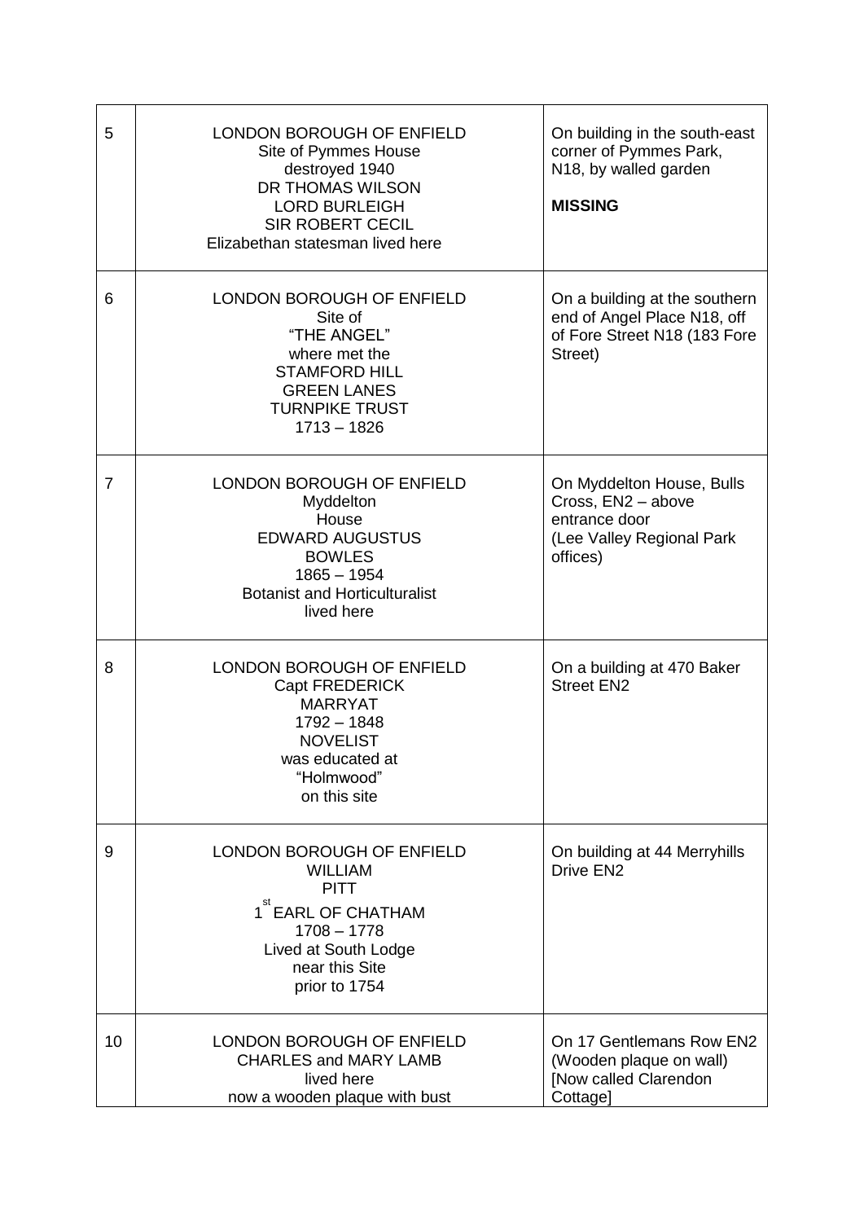| | | |
|---|---|---|
| 5 | LONDON BOROUGH OF ENFIELD<br>Site of Pymmes House<br>destroyed 1940<br>DR THOMAS WILSON<br>LORD BURLEIGH<br>SIR ROBERT CECIL<br>Elizabethan statesman lived here | On building in the south-east corner of Pymmes Park, N18, by walled garden<br><br>**MISSING** |
| 6 | LONDON BOROUGH OF ENFIELD<br>Site of<br>"THE ANGEL"<br>where met the<br>STAMFORD HILL<br>GREEN LANES<br>TURNPIKE TRUST<br>1713 – 1826 | On a building at the southern end of Angel Place N18, off of Fore Street N18 (183 Fore Street) |
| 7 | LONDON BOROUGH OF ENFIELD<br>Myddelton<br>House<br>EDWARD AUGUSTUS<br>BOWLES<br>1865 – 1954<br>Botanist and Horticulturalist<br>lived here | On Myddelton House, Bulls Cross, EN2 – above entrance door<br>(Lee Valley Regional Park offices) |
| 8 | LONDON BOROUGH OF ENFIELD<br>Capt FREDERICK<br>MARRYAT<br>1792 – 1848<br>NOVELIST<br>was educated at<br>"Holmwood"<br>on this site | On a building at 470 Baker Street EN2 |
| 9 | LONDON BOROUGH OF ENFIELD<br>WILLIAM<br>PITT<br>1st EARL OF CHATHAM<br>1708 – 1778<br>Lived at South Lodge<br>near this Site<br>prior to 1754 | On building at 44 Merryhills Drive EN2 |
| 10 | LONDON BOROUGH OF ENFIELD<br>CHARLES and MARY LAMB<br>lived here<br>now a wooden plaque with bust | On 17 Gentlemans Row EN2<br>(Wooden plaque on wall)<br>[Now called Clarendon Cottage] |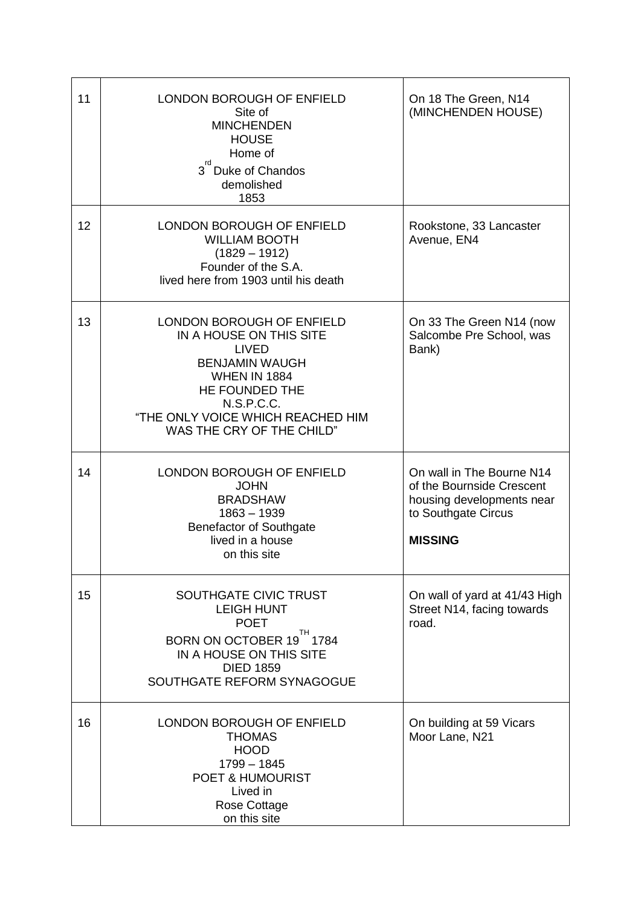| | | |
|---|---|---|
| 11 | LONDON BOROUGH OF ENFIELD<br>Site of<br>MINCHENDEN<br>HOUSE<br>Home of<br>3rd Duke of Chandos<br>demolished<br>1853 | On 18 The Green, N14 (MINCHENDEN HOUSE) |
| 12 | LONDON BOROUGH OF ENFIELD<br>WILLIAM BOOTH<br>(1829 – 1912)<br>Founder of the S.A.<br>lived here from 1903 until his death | Rookstone, 33 Lancaster Avenue, EN4 |
| 13 | LONDON BOROUGH OF ENFIELD<br>IN A HOUSE ON THIS SITE<br>LIVED<br>BENJAMIN WAUGH<br>WHEN IN 1884<br>HE FOUNDED THE<br>N.S.P.C.C.<br>“THE ONLY VOICE WHICH REACHED HIM<br>WAS THE CRY OF THE CHILD” | On 33 The Green N14 (now Salcombe Pre School, was Bank) |
| 14 | LONDON BOROUGH OF ENFIELD<br>JOHN<br>BRADSHAW<br>1863 – 1939<br>Benefactor of Southgate<br>lived in a house<br>on this site | On wall in The Bourne N14 of the Bournside Crescent housing developments near to Southgate Circus<br><br>**MISSING** |
| 15 | SOUTHGATE CIVIC TRUST<br>LEIGH HUNT<br>POET<br>BORN ON OCTOBER 19TH 1784<br>IN A HOUSE ON THIS SITE<br>DIED 1859<br>SOUTHGATE REFORM SYNAGOGUE | On wall of yard at 41/43 High Street N14, facing towards road. |
| 16 | LONDON BOROUGH OF ENFIELD<br>THOMAS<br>HOOD<br>1799 – 1845<br>POET & HUMOURIST<br>Lived in<br>Rose Cottage<br>on this site | On building at 59 Vicars Moor Lane, N21 |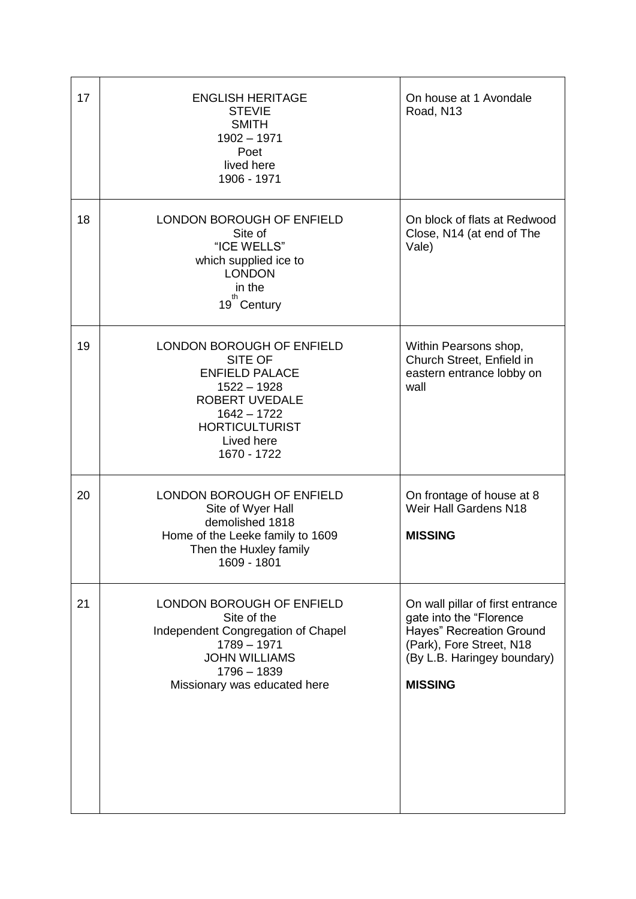| | | |
|---|---|---|
| 17 | ENGLISH HERITAGE<br>STEVIE<br>SMITH<br>1902 – 1971<br>Poet<br>lived here<br>1906 - 1971 | On house at 1 Avondale Road, N13 |
| 18 | LONDON BOROUGH OF ENFIELD<br>Site of<br>"ICE WELLS"<br>which supplied ice to<br>LONDON<br>in the<br>19th Century | On block of flats at Redwood Close, N14 (at end of The Vale) |
| 19 | LONDON BOROUGH OF ENFIELD<br>SITE OF<br>ENFIELD PALACE<br>1522 – 1928<br>ROBERT UVEDALE<br>1642 – 1722<br>HORTICULTURIST<br>Lived here<br>1670 - 1722 | Within Pearsons shop, Church Street, Enfield in eastern entrance lobby on wall |
| 20 | LONDON BOROUGH OF ENFIELD<br>Site of Wyer Hall<br>demolished 1818<br>Home of the Leeke family to 1609<br>Then the Huxley family<br>1609 - 1801 | On frontage of house at 8 Weir Hall Gardens N18<br><br>**MISSING** |
| 21 | LONDON BOROUGH OF ENFIELD<br>Site of the<br>Independent Congregation of Chapel<br>1789 – 1971<br>JOHN WILLIAMS<br>1796 – 1839<br>Missionary was educated here | On wall pillar of first entrance gate into the "Florence Hayes" Recreation Ground (Park), Fore Street, N18 (By L.B. Haringey boundary)<br><br>**MISSING** |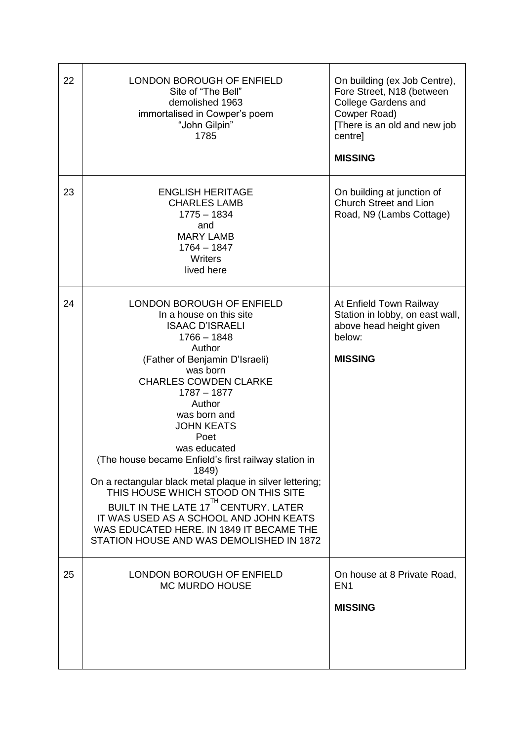| | | |
|---|---|---|
| 22 | LONDON BOROUGH OF ENFIELD<br>Site of "The Bell"<br>demolished 1963<br>immortalised in Cowper's poem<br>"John Gilpin"<br>1785 | On building (ex Job Centre), Fore Street, N18 (between College Gardens and Cowper Road)<br>[There is an old and new job centre]<br><br>**MISSING** |
| 23 | ENGLISH HERITAGE<br>CHARLES LAMB<br>1775 – 1834<br>and<br>MARY LAMB<br>1764 – 1847<br>Writers<br>lived here | On building at junction of Church Street and Lion Road, N9 (Lambs Cottage) |
| 24 | LONDON BOROUGH OF ENFIELD<br>In a house on this site<br>ISAAC D'ISRAELI<br>1766 – 1848<br>Author<br>(Father of Benjamin D'Israeli)<br>was born<br>CHARLES COWDEN CLARKE<br>1787 – 1877<br>Author<br>was born and<br>JOHN KEATS<br>Poet<br>was educated<br>(The house became Enfield's first railway station in 1849)<br>On a rectangular black metal plaque in silver lettering;<br>THIS HOUSE WHICH STOOD ON THIS SITE<br>BUILT IN THE LATE 17TH CENTURY. LATER<br>IT WAS USED AS A SCHOOL AND JOHN KEATS<br>WAS EDUCATED HERE. IN 1849 IT BECAME THE<br>STATION HOUSE AND WAS DEMOLISHED IN 1872 | At Enfield Town Railway Station in lobby, on east wall, above head height given below:<br><br>**MISSING** |
| 25 | LONDON BOROUGH OF ENFIELD<br>MC MURDO HOUSE | On house at 8 Private Road, EN1<br><br>**MISSING** |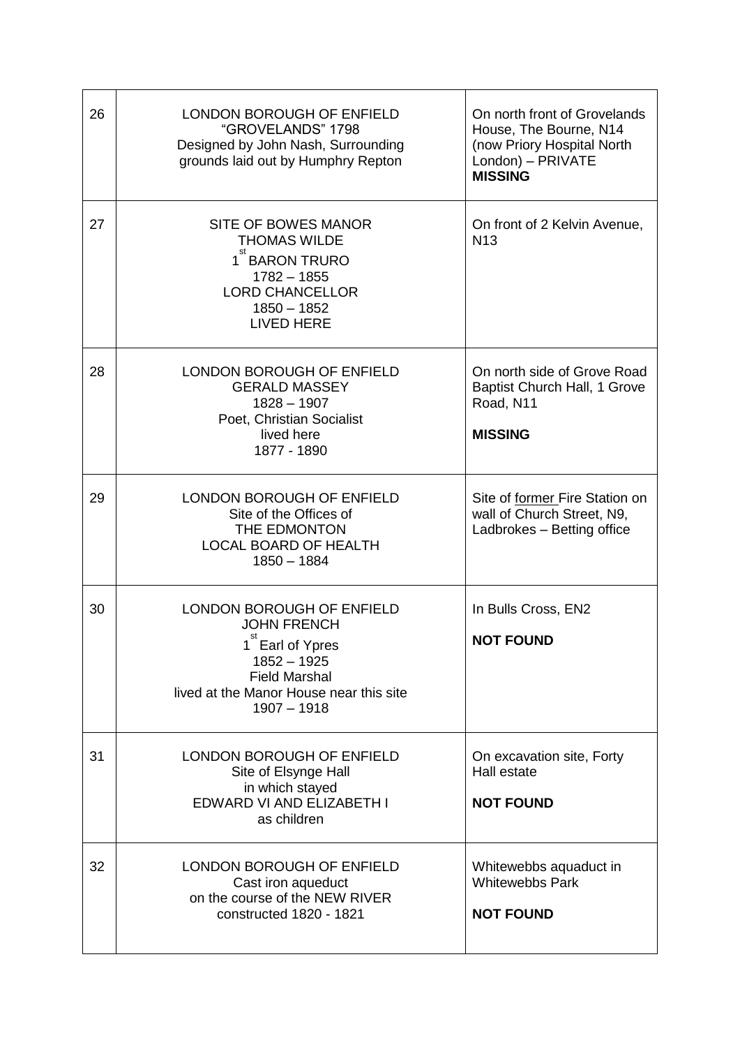| | | |
|---|---|---|
| 26 | LONDON BOROUGH OF ENFIELD<br>"GROVELANDS" 1798<br>Designed by John Nash, Surrounding grounds laid out by Humphry Repton | On north front of Grovelands House, The Bourne, N14 (now Priory Hospital North London) – PRIVATE **MISSING** |
| 27 | SITE OF BOWES MANOR<br>THOMAS WILDE<br>1st BARON TRURO<br>1782 – 1855<br>LORD CHANCELLOR<br>1850 – 1852<br>LIVED HERE | On front of 2 Kelvin Avenue, N13 |
| 28 | LONDON BOROUGH OF ENFIELD<br>GERALD MASSEY<br>1828 – 1907<br>Poet, Christian Socialist<br>lived here<br>1877 - 1890 | On north side of Grove Road Baptist Church Hall, 1 Grove Road, N11<br><br>**MISSING** |
| 29 | LONDON BOROUGH OF ENFIELD<br>Site of the Offices of<br>THE EDMONTON<br>LOCAL BOARD OF HEALTH<br>1850 – 1884 | Site of former Fire Station on wall of Church Street, N9, Ladbrokes – Betting office |
| 30 | LONDON BOROUGH OF ENFIELD<br>JOHN FRENCH<br>1st Earl of Ypres<br>1852 – 1925<br>Field Marshal<br>lived at the Manor House near this site<br>1907 – 1918 | In Bulls Cross, EN2<br><br>**NOT FOUND** |
| 31 | LONDON BOROUGH OF ENFIELD<br>Site of Elsynge Hall<br>in which stayed<br>EDWARD VI AND ELIZABETH I<br>as children | On excavation site, Forty Hall estate<br><br>**NOT FOUND** |
| 32 | LONDON BOROUGH OF ENFIELD<br>Cast iron aqueduct<br>on the course of the NEW RIVER<br>constructed 1820 - 1821 | Whitewebbs aquaduct in Whitewebbs Park<br><br>**NOT FOUND** |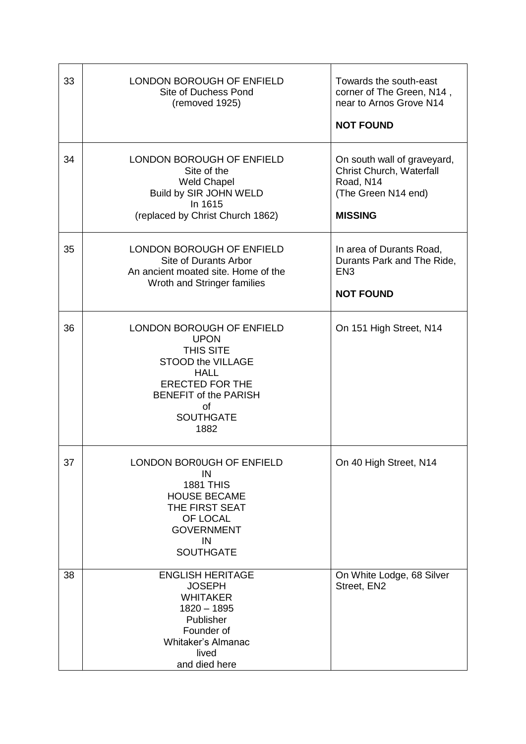| 33 | LONDON BOROUGH OF ENFIELD<br>Site of Duchess Pond<br>(removed 1925) | Towards the south-east corner of The Green, N14 , near to Arnos Grove N14<br><br>**NOT FOUND** |
|---|---|---|
| 34 | LONDON BOROUGH OF ENFIELD<br>Site of the<br>Weld Chapel<br>Build by SIR JOHN WELD<br>In 1615<br>(replaced by Christ Church 1862) | On south wall of graveyard, Christ Church, Waterfall Road, N14<br>(The Green N14 end)<br><br>**MISSING** |
| 35 | LONDON BOROUGH OF ENFIELD<br>Site of Durants Arbor<br>An ancient moated site. Home of the Wroth and Stringer families | In area of Durants Road, Durants Park and The Ride, EN3<br><br>**NOT FOUND** |
| 36 | LONDON BOROUGH OF ENFIELD<br>UPON<br>THIS SITE<br>STOOD the VILLAGE<br>HALL<br>ERECTED FOR THE<br>BENEFIT of the PARISH<br>of<br>SOUTHGATE<br>1882 | On 151 High Street, N14 |
| 37 | LONDON BOR0UGH OF ENFIELD<br>IN<br>1881 THIS<br>HOUSE BECAME<br>THE FIRST SEAT<br>OF LOCAL<br>GOVERNMENT<br>IN<br>SOUTHGATE | On 40 High Street, N14 |
| 38 | ENGLISH HERITAGE<br>JOSEPH<br>WHITAKER<br>1820 – 1895<br>Publisher<br>Founder of<br>Whitaker's Almanac<br>lived<br>and died here | On White Lodge, 68 Silver Street, EN2 |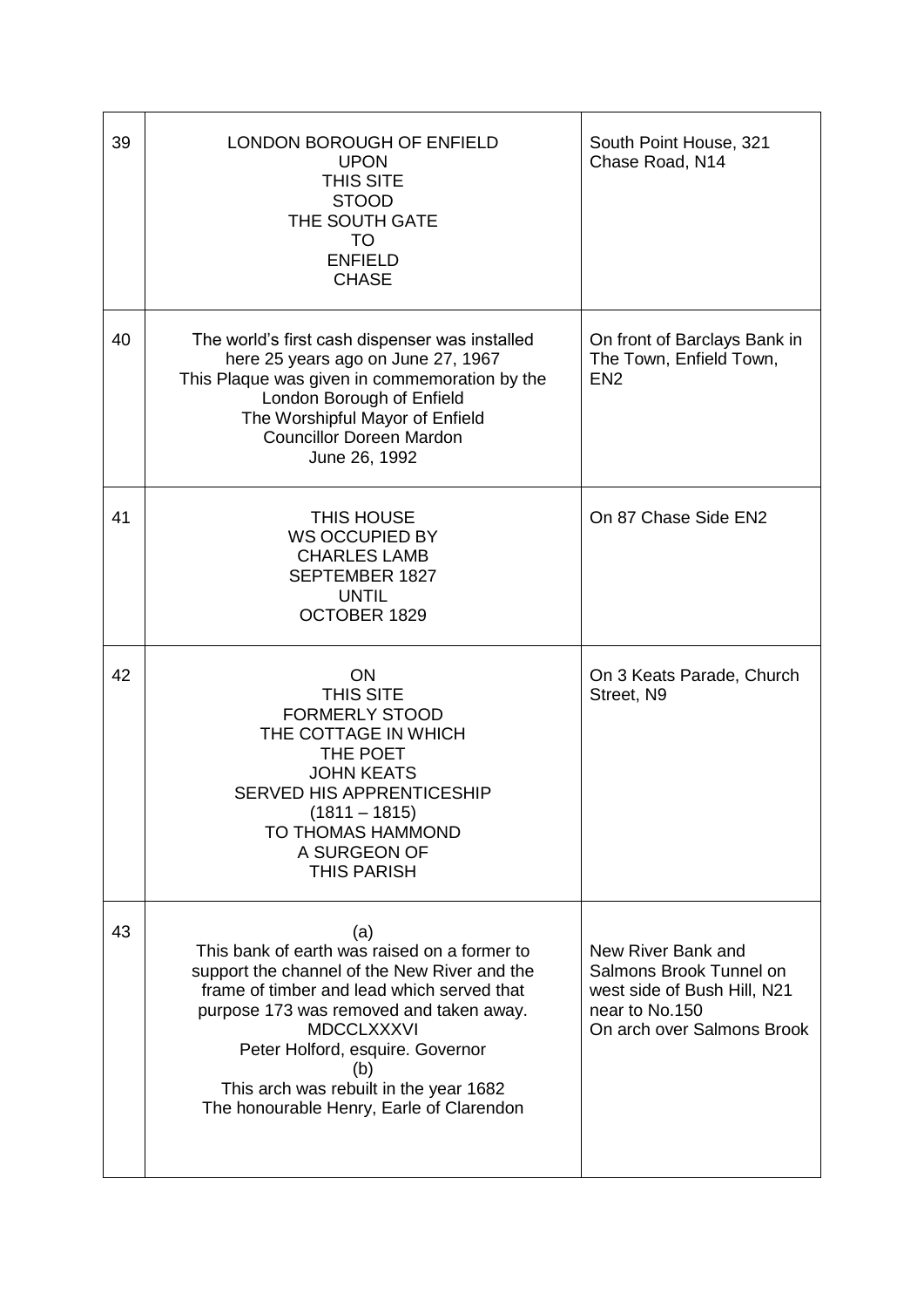| | | |
|---|---|---|
| 39 | LONDON BOROUGH OF ENFIELD<br>UPON<br>THIS SITE<br>STOOD<br>THE SOUTH GATE<br>TO<br>ENFIELD<br>CHASE | South Point House, 321 Chase Road, N14 |
| 40 | The world's first cash dispenser was installed here 25 years ago on June 27, 1967<br>This Plaque was given in commemoration by the London Borough of Enfield<br>The Worshipful Mayor of Enfield<br>Councillor Doreen Mardon<br>June 26, 1992 | On front of Barclays Bank in The Town, Enfield Town, EN2 |
| 41 | THIS HOUSE<br>WS OCCUPIED BY<br>CHARLES LAMB<br>SEPTEMBER 1827<br>UNTIL<br>OCTOBER 1829 | On 87 Chase Side EN2 |
| 42 | ON<br>THIS SITE<br>FORMERLY STOOD<br>THE COTTAGE IN WHICH<br>THE POET<br>JOHN KEATS<br>SERVED HIS APPRENTICESHIP<br>(1811 – 1815)<br>TO THOMAS HAMMOND<br>A SURGEON OF<br>THIS PARISH | On 3 Keats Parade, Church Street, N9 |
| 43 | (a)<br>This bank of earth was raised on a former to support the channel of the New River and the frame of timber and lead which served that purpose 173 was removed and taken away.<br>MDCCLXXXVI<br>Peter Holford, esquire. Governor<br>(b)<br>This arch was rebuilt in the year 1682<br>The honourable Henry, Earle of Clarendon | New River Bank and Salmons Brook Tunnel on west side of Bush Hill, N21 near to No.150<br>On arch over Salmons Brook |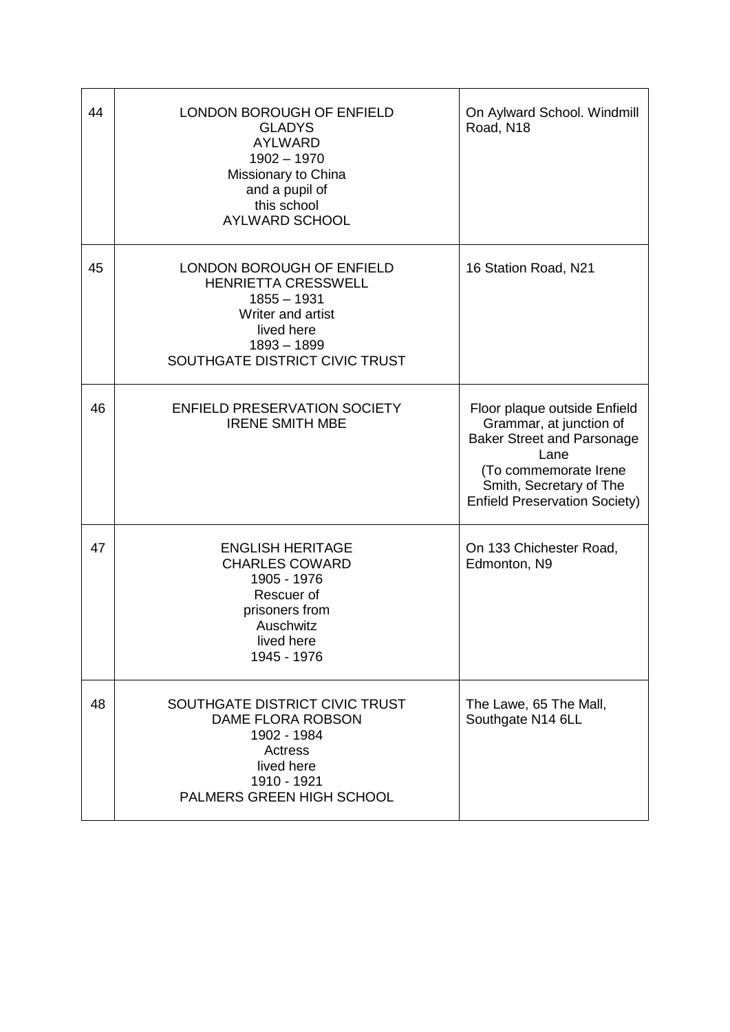| | | |
|---|---|---|
| 44 | LONDON BOROUGH OF ENFIELD<br>GLADYS<br>AYLWARD<br>1902 – 1970<br>Missionary to China<br>and a pupil of<br>this school<br>AYLWARD SCHOOL | On Aylward School. Windmill Road, N18 |
| 45 | LONDON BOROUGH OF ENFIELD<br>HENRIETTA CRESSWELL<br>1855 – 1931<br>Writer and artist<br>lived here<br>1893 – 1899<br>SOUTHGATE DISTRICT CIVIC TRUST | 16 Station Road, N21 |
| 46 | ENFIELD PRESERVATION SOCIETY<br>IRENE SMITH MBE | Floor plaque outside Enfield Grammar, at junction of Baker Street and Parsonage Lane<br>(To commemorate Irene Smith, Secretary of The Enfield Preservation Society) |
| 47 | ENGLISH HERITAGE<br>CHARLES COWARD<br>1905 - 1976<br>Rescuer of<br>prisoners from<br>Auschwitz<br>lived here<br>1945 - 1976 | On 133 Chichester Road, Edmonton, N9 |
| 48 | SOUTHGATE DISTRICT CIVIC TRUST<br>DAME FLORA ROBSON<br>1902 - 1984<br>Actress<br>lived here<br>1910 - 1921<br>PALMERS GREEN HIGH SCHOOL | The Lawe, 65 The Mall, Southgate N14 6LL |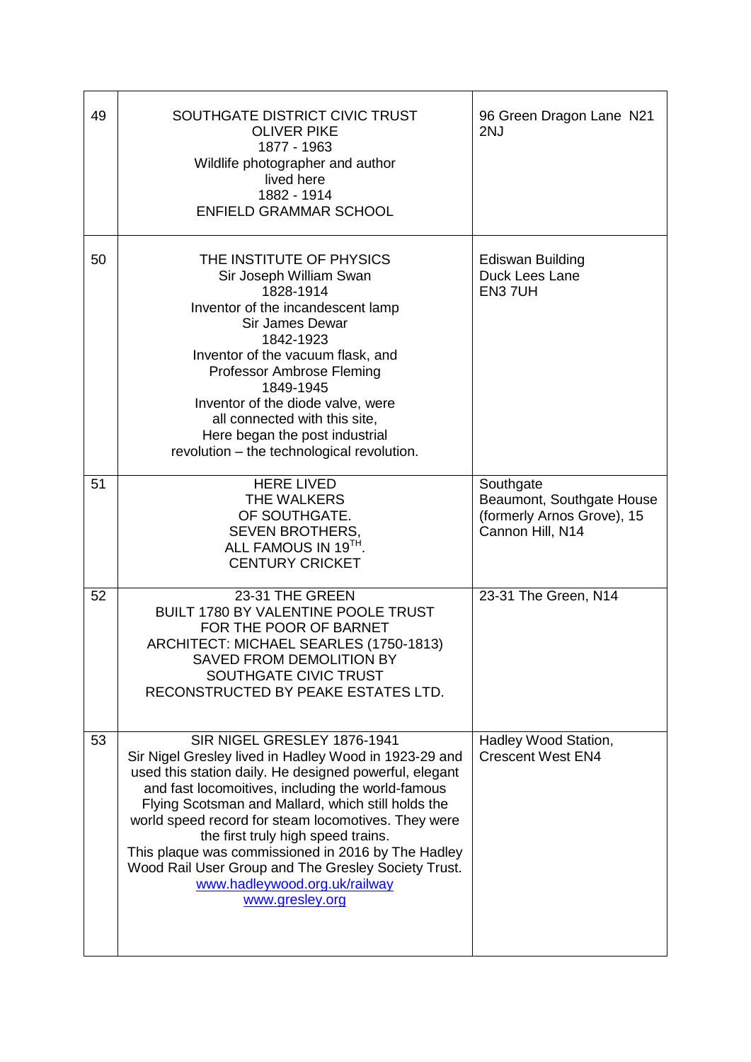| | | |
|---|---|---|
| 49 | SOUTHGATE DISTRICT CIVIC TRUST<br>OLIVER PIKE<br>1877 - 1963<br>Wildlife photographer and author<br>lived here<br>1882 - 1914<br>ENFIELD GRAMMAR SCHOOL | 96 Green Dragon Lane N21 2NJ |
| 50 | THE INSTITUTE OF PHYSICS<br>Sir Joseph William Swan<br>1828-1914<br>Inventor of the incandescent lamp<br>Sir James Dewar<br>1842-1923<br>Inventor of the vacuum flask, and<br>Professor Ambrose Fleming<br>1849-1945<br>Inventor of the diode valve, were<br>all connected with this site,<br>Here began the post industrial<br>revolution – the technological revolution. | Ediswan Building<br>Duck Lees Lane<br>EN3 7UH |
| 51 | HERE LIVED<br>THE WALKERS<br>OF SOUTHGATE.<br>SEVEN BROTHERS,<br>ALL FAMOUS IN 19TH.<br>CENTURY CRICKET | Southgate<br>Beaumont, Southgate House (formerly Arnos Grove), 15 Cannon Hill, N14 |
| 52 | 23-31 THE GREEN<br>BUILT 1780 BY VALENTINE POOLE TRUST<br>FOR THE POOR OF BARNET<br>ARCHITECT: MICHAEL SEARLES (1750-1813)<br>SAVED FROM DEMOLITION BY<br>SOUTHGATE CIVIC TRUST<br>RECONSTRUCTED BY PEAKE ESTATES LTD. | 23-31 The Green, N14 |
| 53 | SIR NIGEL GRESLEY 1876-1941<br>Sir Nigel Gresley lived in Hadley Wood in 1923-29 and used this station daily. He designed powerful, elegant and fast locomoitives, including the world-famous Flying Scotsman and Mallard, which still holds the world speed record for steam locomotives. They were the first truly high speed trains.<br>This plaque was commissioned in 2016 by The Hadley Wood Rail User Group and The Gresley Society Trust.<br>www.hadleywood.org.uk/railway<br>www.gresley.org | Hadley Wood Station, Crescent West EN4 |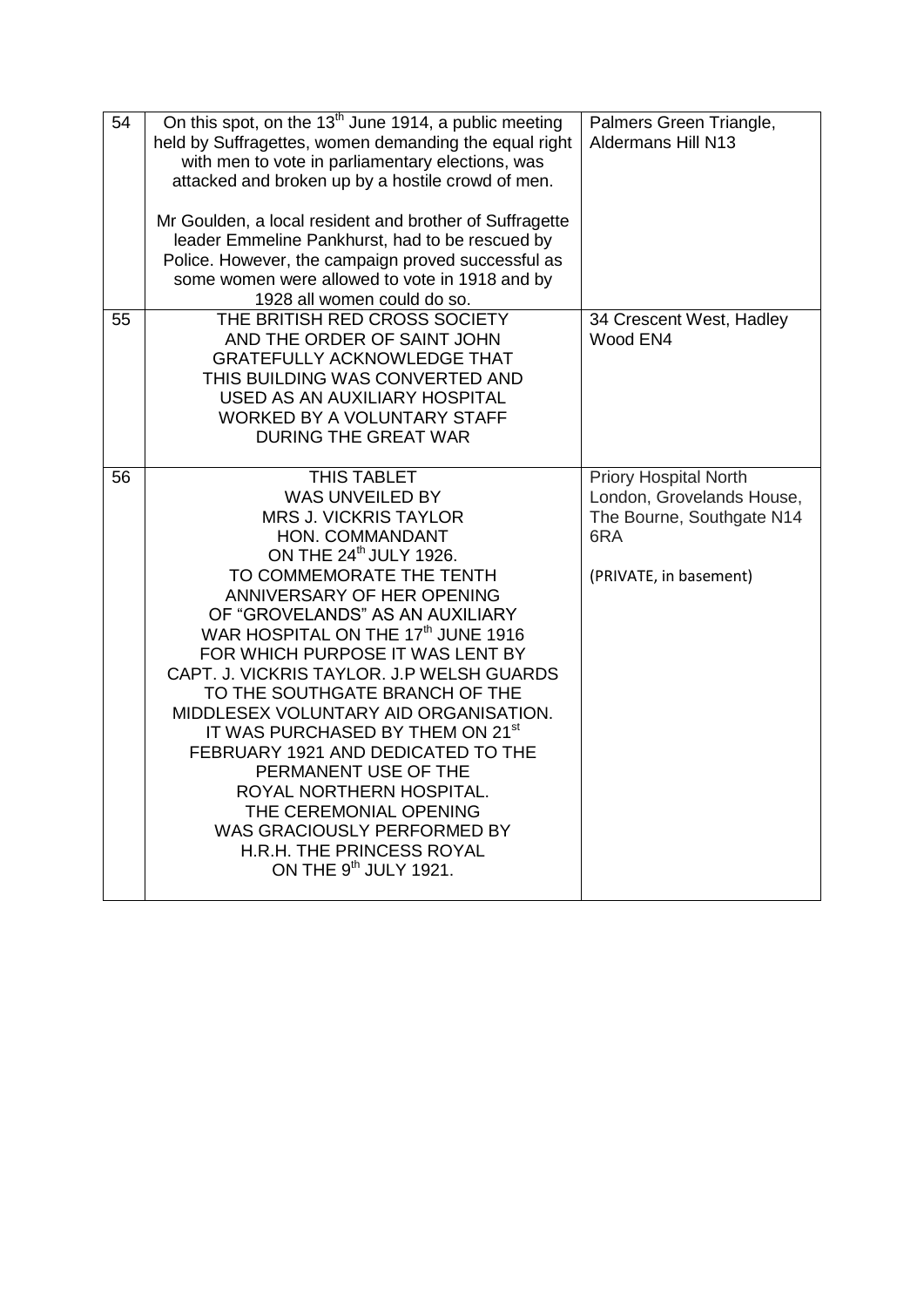| | | |
|---|---|---|
| 54 | On this spot, on the 13th June 1914, a public meeting held by Suffragettes, women demanding the equal right with men to vote in parliamentary elections, was attacked and broken up by a hostile crowd of men.<br><br>Mr Goulden, a local resident and brother of Suffragette leader Emmeline Pankhurst, had to be rescued by Police. However, the campaign proved successful as some women were allowed to vote in 1918 and by 1928 all women could do so. | Palmers Green Triangle, Aldermans Hill N13 |
| 55 | THE BRITISH RED CROSS SOCIETY<br>AND THE ORDER OF SAINT JOHN<br>GRATEFULLY ACKNOWLEDGE THAT<br>THIS BUILDING WAS CONVERTED AND<br>USED AS AN AUXILIARY HOSPITAL<br>WORKED BY A VOLUNTARY STAFF<br>DURING THE GREAT WAR | 34 Crescent West, Hadley Wood EN4 |
| 56 | THIS TABLET<br>WAS UNVEILED BY<br>MRS J. VICKRIS TAYLOR<br>HON. COMMANDANT<br>ON THE 24th JULY 1926.<br>TO COMMEMORATE THE TENTH<br>ANNIVERSARY OF HER OPENING<br>OF "GROVELANDS" AS AN AUXILIARY<br>WAR HOSPITAL ON THE 17th JUNE 1916<br>FOR WHICH PURPOSE IT WAS LENT BY<br>CAPT. J. VICKRIS TAYLOR. J.P WELSH GUARDS<br>TO THE SOUTHGATE BRANCH OF THE<br>MIDDLESEX VOLUNTARY AID ORGANISATION.<br>IT WAS PURCHASED BY THEM ON 21st<br>FEBRUARY 1921 AND DEDICATED TO THE<br>PERMANENT USE OF THE<br>ROYAL NORTHERN HOSPITAL.<br>THE CEREMONIAL OPENING<br>WAS GRACIOUSLY PERFORMED BY<br>H.R.H. THE PRINCESS ROYAL<br>ON THE 9th JULY 1921. | Priory Hospital North London, Grovelands House, The Bourne, Southgate N14 6RA<br><br>(PRIVATE, in basement) |